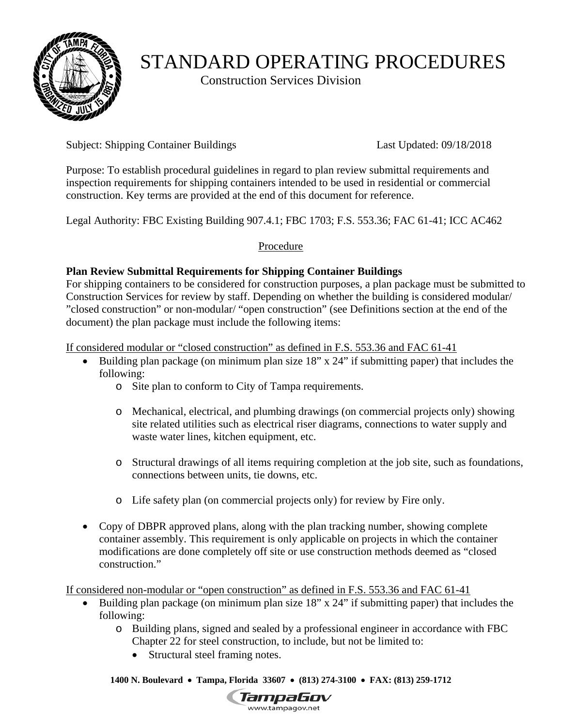# STANDARD OPERATING PROCEDURES

Construction Services Division

Subject: Shipping Container Buildings Last Updated: 09/18/2018

Purpose: To establish procedural guidelines in regard to plan review submittal requirements and inspection requirements for shipping containers intended to be used in residential or commercial construction. Key terms are provided at the end of this document for reference.

Legal Authority: FBC Existing Building 907.4.1; FBC 1703; F.S. 553.36; FAC 61-41; ICC AC462

## Procedure

**Plan Review Submittal Requirements for Shipping Container Buildings**

For shipping containers to be considered for construction purposes, a plan package must be submitted to Construction Services for review by staff. Depending on whether the building is considered modular/ "closed construction" or non-modular/ "open construction" (see Definitions section at the end of the document) the plan package must include the following items:

If considered modular or "closed construction" as defined in F.S. 553.36 and FAC 61-41

- Building plan package (on minimum plan size 18" x 24" if submitting paper) that includes the following:
  - Site plan to conform to City of Tampa requirements.
  - Mechanical, electrical, and plumbing drawings (on commercial projects only) showing site related utilities such as electrical riser diagrams, connections to water supply and waste water lines, kitchen equipment, etc.
  - Structural drawings of all items requiring completion at the job site, such as foundations, connections between units, tie downs, etc.
  - Life safety plan (on commercial projects only) for review by Fire only.
- Copy of DBPR approved plans, along with the plan tracking number, showing complete container assembly. This requirement is only applicable on projects in which the container modifications are done completely off site or use construction methods deemed as "closed construction."

If considered non-modular or "open construction" as defined in F.S. 553.36 and FAC 61-41

- Building plan package (on minimum plan size 18" x 24" if submitting paper) that includes the following:
  - Building plans, signed and sealed by a professional engineer in accordance with FBC Chapter 22 for steel construction, to include, but not be limited to:
    - Structural steel framing notes.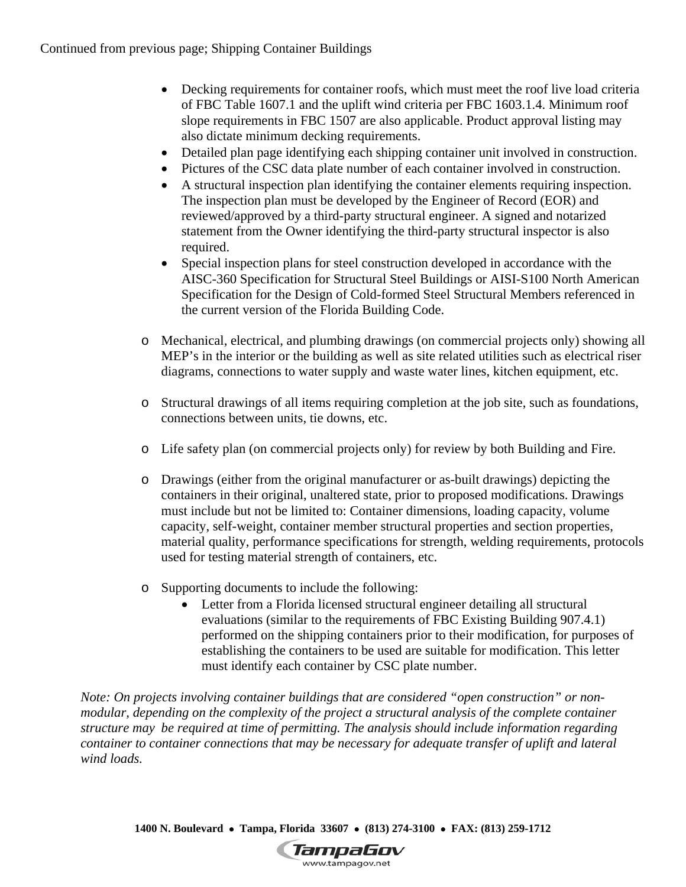Continued from previous page; Shipping Container Buildings

- Decking requirements for container roofs, which must meet the roof live load criteria of FBC Table 1607.1 and the uplift wind criteria per FBC 1603.1.4. Minimum roof slope requirements in FBC 1507 are also applicable. Product approval listing may also dictate minimum decking requirements.
- Detailed plan page identifying each shipping container unit involved in construction.
- Pictures of the CSC data plate number of each container involved in construction.
- A structural inspection plan identifying the container elements requiring inspection. The inspection plan must be developed by the Engineer of Record (EOR) and reviewed/approved by a third-party structural engineer. A signed and notarized statement from the Owner identifying the third-party structural inspector is also required.
- Special inspection plans for steel construction developed in accordance with the AISC-360 Specification for Structural Steel Buildings or AISI-S100 North American Specification for the Design of Cold-formed Steel Structural Members referenced in the current version of the Florida Building Code.

- Mechanical, electrical, and plumbing drawings (on commercial projects only) showing all MEP's in the interior or the building as well as site related utilities such as electrical riser diagrams, connections to water supply and waste water lines, kitchen equipment, etc.

- Structural drawings of all items requiring completion at the job site, such as foundations, connections between units, tie downs, etc.

- Life safety plan (on commercial projects only) for review by both Building and Fire.

- Drawings (either from the original manufacturer or as-built drawings) depicting the containers in their original, unaltered state, prior to proposed modifications. Drawings must include but not be limited to: Container dimensions, loading capacity, volume capacity, self-weight, container member structural properties and section properties, material quality, performance specifications for strength, welding requirements, protocols used for testing material strength of containers, etc.

- Supporting documents to include the following:
  - Letter from a Florida licensed structural engineer detailing all structural evaluations (similar to the requirements of FBC Existing Building 907.4.1) performed on the shipping containers prior to their modification, for purposes of establishing the containers to be used are suitable for modification. This letter must identify each container by CSC plate number.

*Note: On projects involving container buildings that are considered "open construction" or non-modular, depending on the complexity of the project a structural analysis of the complete container structure may be required at time of permitting. The analysis should include information regarding container to container connections that may be necessary for adequate transfer of uplift and lateral wind loads.*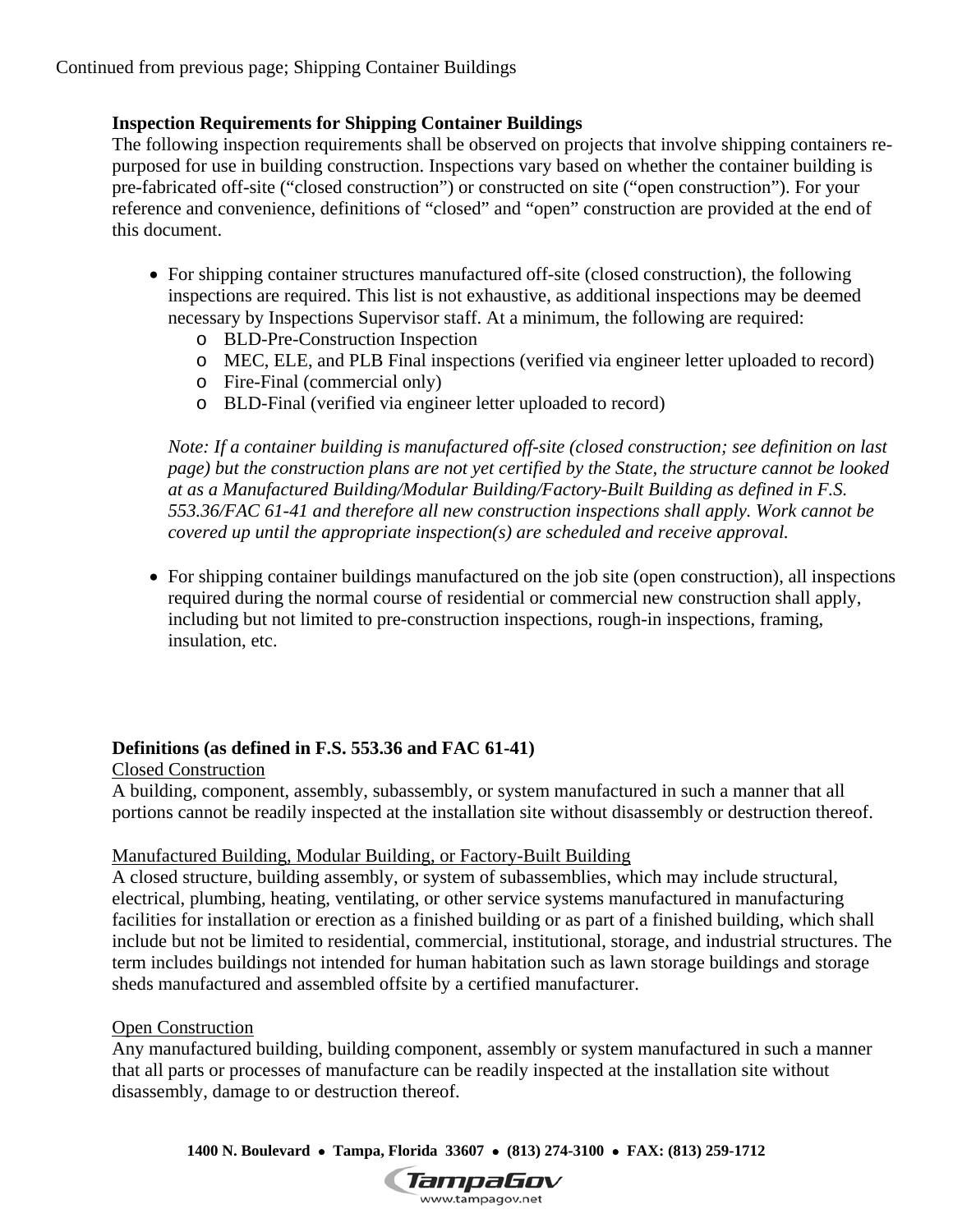Continued from previous page; Shipping Container Buildings

**Inspection Requirements for Shipping Container Buildings**

The following inspection requirements shall be observed on projects that involve shipping containers re-purposed for use in building construction. Inspections vary based on whether the container building is pre-fabricated off-site ("closed construction") or constructed on site ("open construction"). For your reference and convenience, definitions of "closed" and "open" construction are provided at the end of this document.

- For shipping container structures manufactured off-site (closed construction), the following inspections are required. This list is not exhaustive, as additional inspections may be deemed necessary by Inspections Supervisor staff. At a minimum, the following are required:
  - BLD-Pre-Construction Inspection
  - MEC, ELE, and PLB Final inspections (verified via engineer letter uploaded to record)
  - Fire-Final (commercial only)
  - BLD-Final (verified via engineer letter uploaded to record)

  *Note: If a container building is manufactured off-site (closed construction; see definition on last page) but the construction plans are not yet certified by the State, the structure cannot be looked at as a Manufactured Building/Modular Building/Factory-Built Building as defined in F.S. 553.36/FAC 61-41 and therefore all new construction inspections shall apply. Work cannot be covered up until the appropriate inspection(s) are scheduled and receive approval.*

- For shipping container buildings manufactured on the job site (open construction), all inspections required during the normal course of residential or commercial new construction shall apply, including but not limited to pre-construction inspections, rough-in inspections, framing, insulation, etc.

**Definitions (as defined in F.S. 553.36 and FAC 61-41)**

<u>Closed Construction</u>

A building, component, assembly, subassembly, or system manufactured in such a manner that all portions cannot be readily inspected at the installation site without disassembly or destruction thereof.

<u>Manufactured Building, Modular Building, or Factory-Built Building</u>

A closed structure, building assembly, or system of subassemblies, which may include structural, electrical, plumbing, heating, ventilating, or other service systems manufactured in manufacturing facilities for installation or erection as a finished building or as part of a finished building, which shall include but not be limited to residential, commercial, institutional, storage, and industrial structures. The term includes buildings not intended for human habitation such as lawn storage buildings and storage sheds manufactured and assembled offsite by a certified manufacturer.

<u>Open Construction</u>

Any manufactured building, building component, assembly or system manufactured in such a manner that all parts or processes of manufacture can be readily inspected at the installation site without disassembly, damage to or destruction thereof.

**1400 N. Boulevard • Tampa, Florida 33607 • (813) 274-3100 • FAX: (813) 259-1712**

TampaGov
www.tampagov.net